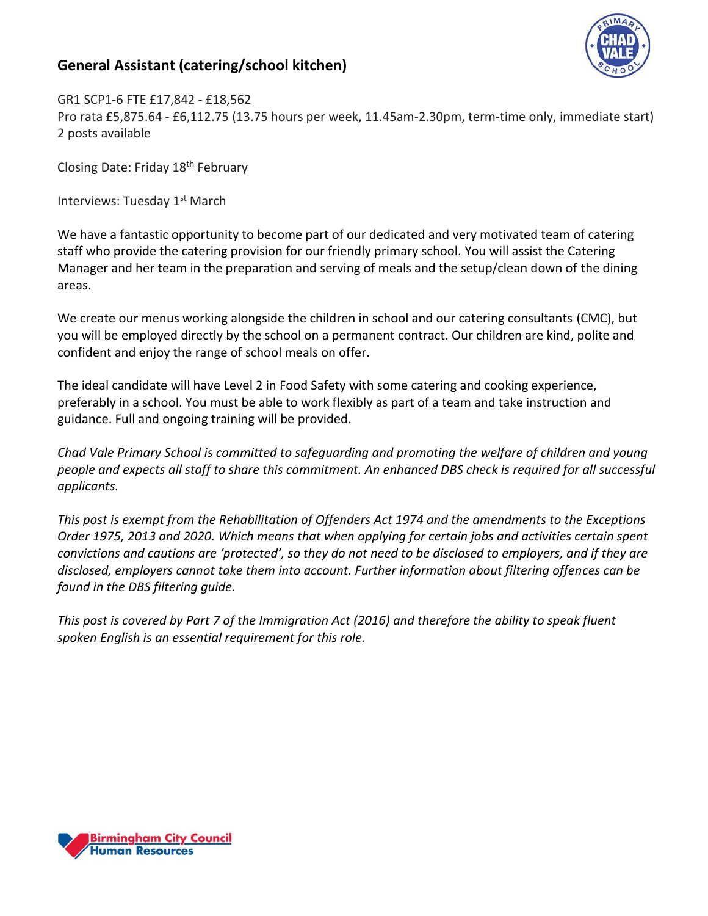## General Assistant (catering/school kitchen)

GR1 SCP1-6 FTE £17,842 - £18,562
Pro rata £5,875.64 - £6,112.75 (13.75 hours per week, 11.45am-2.30pm, term-time only, immediate start)
2 posts available

Closing Date: Friday 18th February

Interviews: Tuesday 1st March

We have a fantastic opportunity to become part of our dedicated and very motivated team of catering staff who provide the catering provision for our friendly primary school. You will assist the Catering Manager and her team in the preparation and serving of meals and the setup/clean down of the dining areas.

We create our menus working alongside the children in school and our catering consultants (CMC), but you will be employed directly by the school on a permanent contract. Our children are kind, polite and confident and enjoy the range of school meals on offer.

The ideal candidate will have Level 2 in Food Safety with some catering and cooking experience, preferably in a school. You must be able to work flexibly as part of a team and take instruction and guidance. Full and ongoing training will be provided.

*Chad Vale Primary School is committed to safeguarding and promoting the welfare of children and young people and expects all staff to share this commitment. An enhanced DBS check is required for all successful applicants.*

*This post is exempt from the Rehabilitation of Offenders Act 1974 and the amendments to the Exceptions Order 1975, 2013 and 2020. Which means that when applying for certain jobs and activities certain spent convictions and cautions are 'protected', so they do not need to be disclosed to employers, and if they are disclosed, employers cannot take them into account. Further information about filtering offences can be found in the DBS filtering guide.*

*This post is covered by Part 7 of the Immigration Act (2016) and therefore the ability to speak fluent spoken English is an essential requirement for this role.*

Birmingham City Council
Human Resources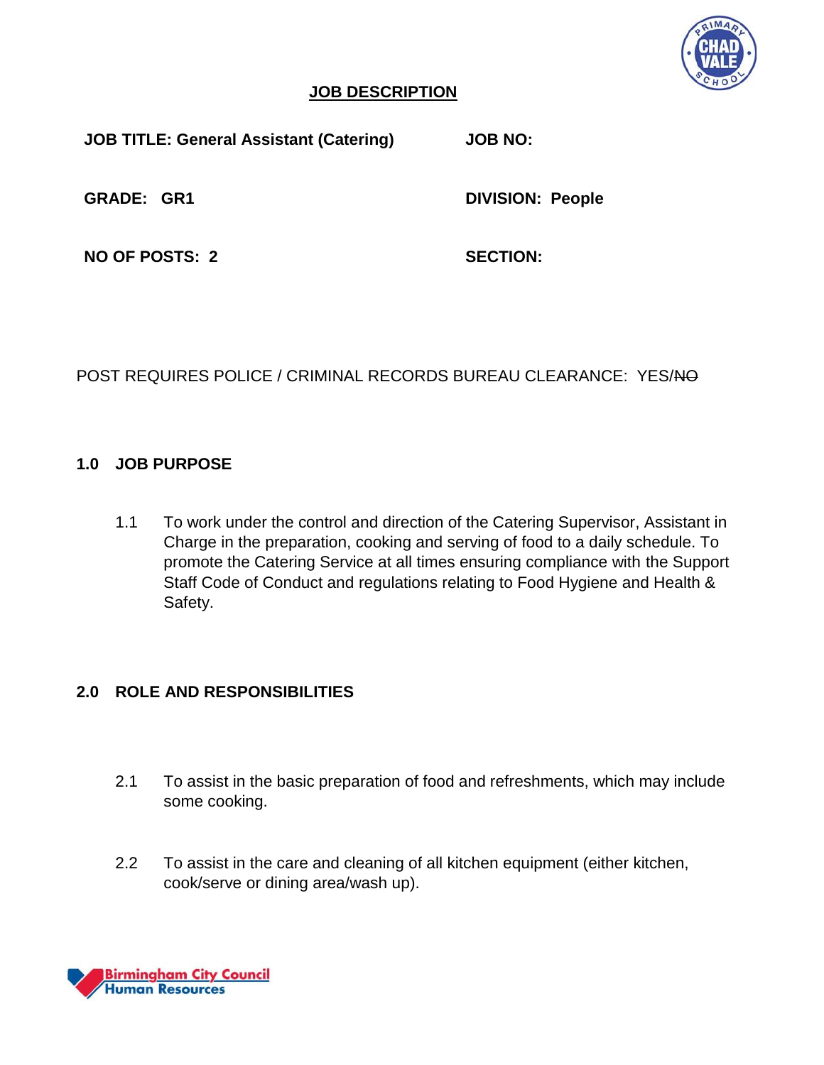# JOB DESCRIPTION

**JOB TITLE: General Assistant (Catering)** **JOB NO:**

**GRADE: GR1** **DIVISION: People**

**NO OF POSTS: 2** **SECTION:**

POST REQUIRES POLICE / CRIMINAL RECORDS BUREAU CLEARANCE: YES/~~NO~~

## 1.0 JOB PURPOSE

1.1 To work under the control and direction of the Catering Supervisor, Assistant in Charge in the preparation, cooking and serving of food to a daily schedule. To promote the Catering Service at all times ensuring compliance with the Support Staff Code of Conduct and regulations relating to Food Hygiene and Health & Safety.

## 2.0 ROLE AND RESPONSIBILITIES

2.1 To assist in the basic preparation of food and refreshments, which may include some cooking.

2.2 To assist in the care and cleaning of all kitchen equipment (either kitchen, cook/serve or dining area/wash up).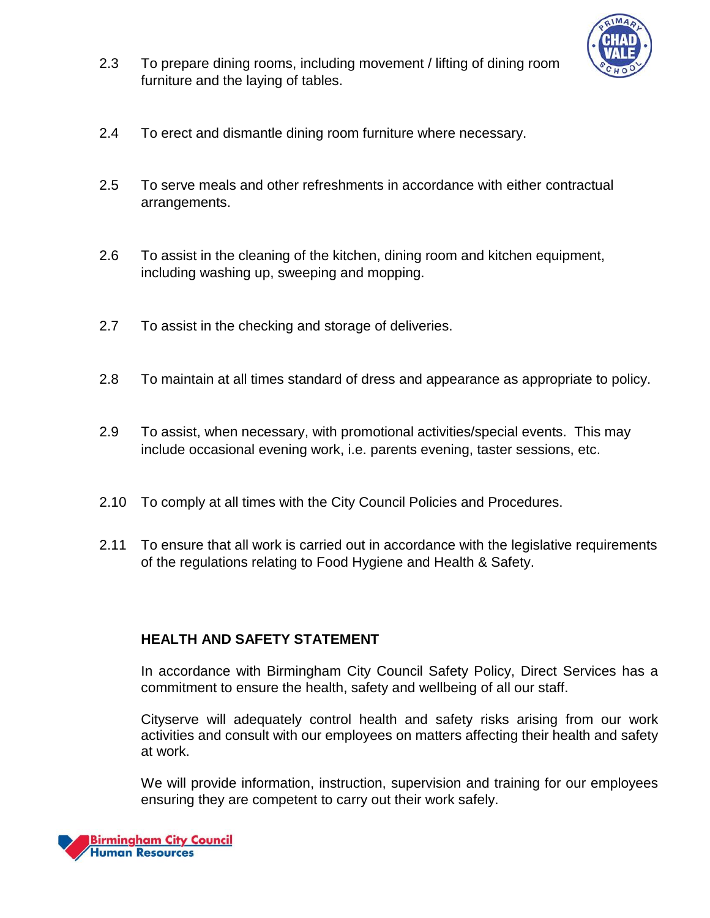2.3 To prepare dining rooms, including movement / lifting of dining room furniture and the laying of tables.

2.4 To erect and dismantle dining room furniture where necessary.

2.5 To serve meals and other refreshments in accordance with either contractual arrangements.

2.6 To assist in the cleaning of the kitchen, dining room and kitchen equipment, including washing up, sweeping and mopping.

2.7 To assist in the checking and storage of deliveries.

2.8 To maintain at all times standard of dress and appearance as appropriate to policy.

2.9 To assist, when necessary, with promotional activities/special events. This may include occasional evening work, i.e. parents evening, taster sessions, etc.

2.10 To comply at all times with the City Council Policies and Procedures.

2.11 To ensure that all work is carried out in accordance with the legislative requirements of the regulations relating to Food Hygiene and Health & Safety.

**HEALTH AND SAFETY STATEMENT**

In accordance with Birmingham City Council Safety Policy, Direct Services has a commitment to ensure the health, safety and wellbeing of all our staff.

Cityserve will adequately control health and safety risks arising from our work activities and consult with our employees on matters affecting their health and safety at work.

We will provide information, instruction, supervision and training for our employees ensuring they are competent to carry out their work safely.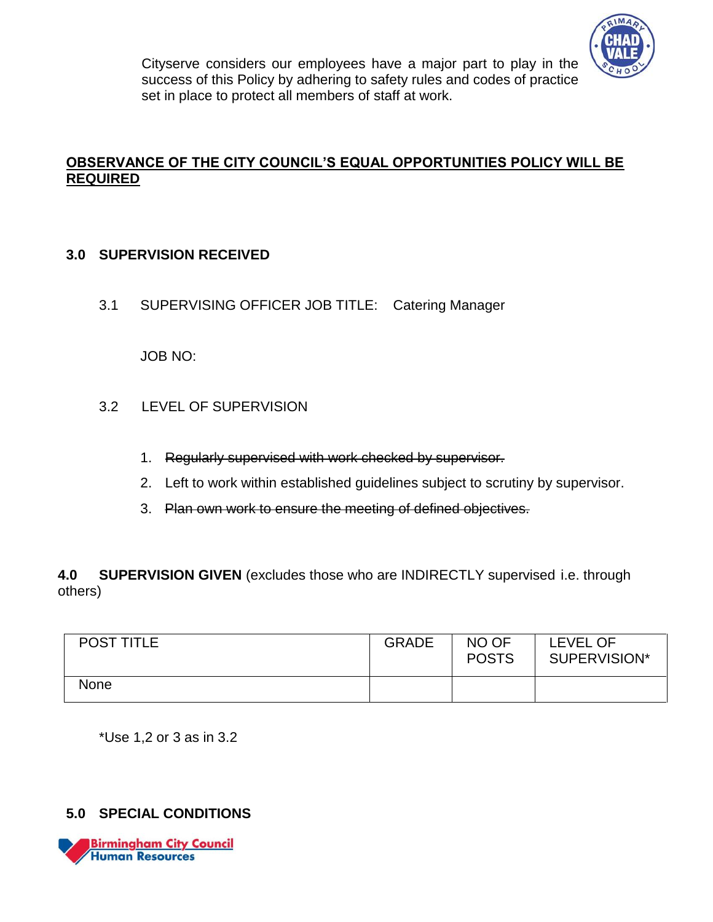Cityserve considers our employees have a major part to play in the success of this Policy by adhering to safety rules and codes of practice set in place to protect all members of staff at work.

**OBSERVANCE OF THE CITY COUNCIL'S EQUAL OPPORTUNITIES POLICY WILL BE REQUIRED**

## 3.0 SUPERVISION RECEIVED

3.1 SUPERVISING OFFICER JOB TITLE: Catering Manager

JOB NO:

3.2 LEVEL OF SUPERVISION

1. ~~Regularly supervised with work checked by supervisor.~~
2. Left to work within established guidelines subject to scrutiny by supervisor.
3. ~~Plan own work to ensure the meeting of defined objectives.~~

## 4.0 SUPERVISION GIVEN (excludes those who are INDIRECTLY supervised i.e. through others)

| POST TITLE | GRADE | NO OF POSTS | LEVEL OF SUPERVISION* |
|---|---|---|---|
| None | | | |

*Use 1,2 or 3 as in 3.2

## 5.0 SPECIAL CONDITIONS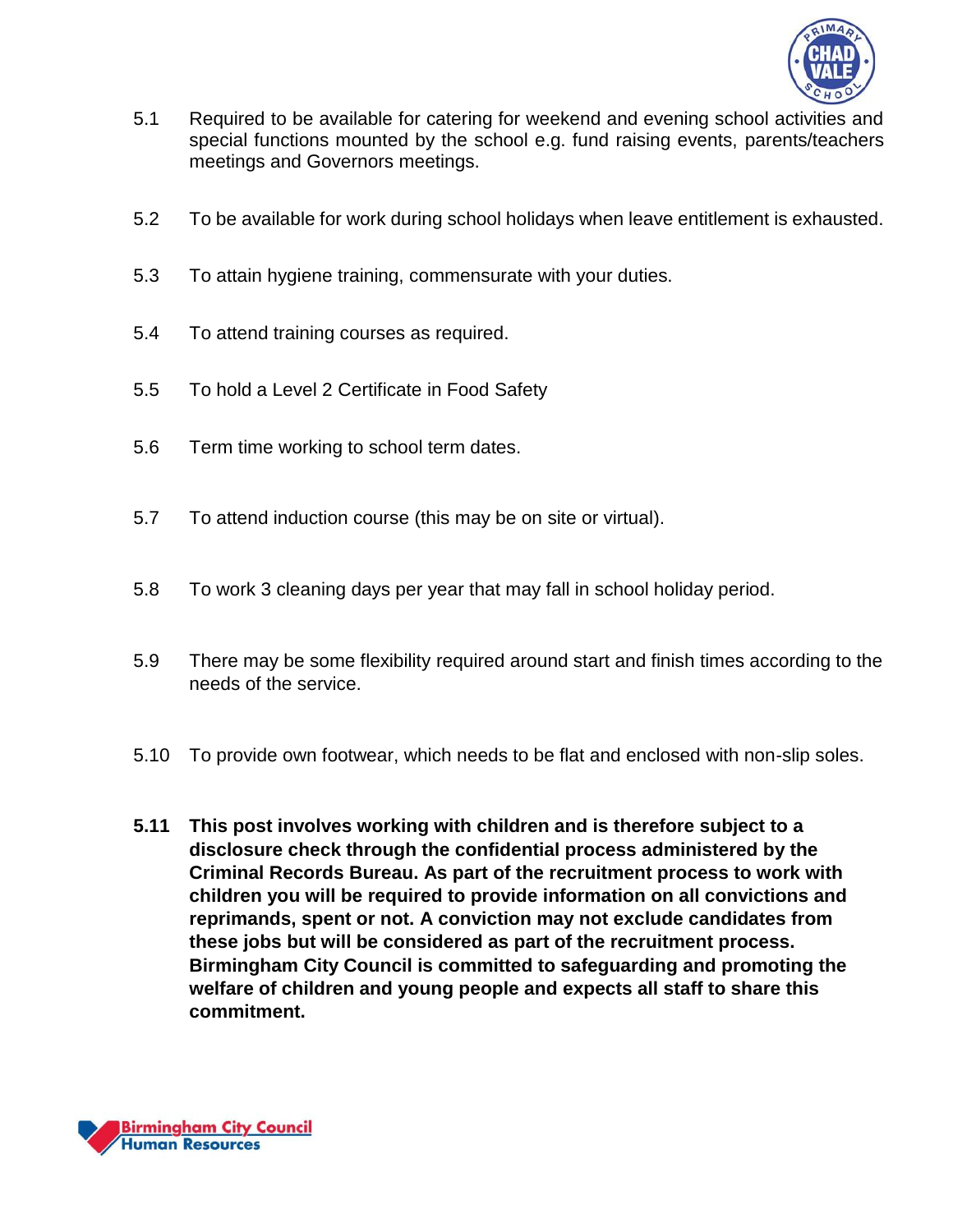5.1 Required to be available for catering for weekend and evening school activities and special functions mounted by the school e.g. fund raising events, parents/teachers meetings and Governors meetings.

5.2 To be available for work during school holidays when leave entitlement is exhausted.

5.3 To attain hygiene training, commensurate with your duties.

5.4 To attend training courses as required.

5.5 To hold a Level 2 Certificate in Food Safety

5.6 Term time working to school term dates.

5.7 To attend induction course (this may be on site or virtual).

5.8 To work 3 cleaning days per year that may fall in school holiday period.

5.9 There may be some flexibility required around start and finish times according to the needs of the service.

5.10 To provide own footwear, which needs to be flat and enclosed with non-slip soles.

**5.11 This post involves working with children and is therefore subject to a disclosure check through the confidential process administered by the Criminal Records Bureau. As part of the recruitment process to work with children you will be required to provide information on all convictions and reprimands, spent or not. A conviction may not exclude candidates from these jobs but will be considered as part of the recruitment process. Birmingham City Council is committed to safeguarding and promoting the welfare of children and young people and expects all staff to share this commitment.**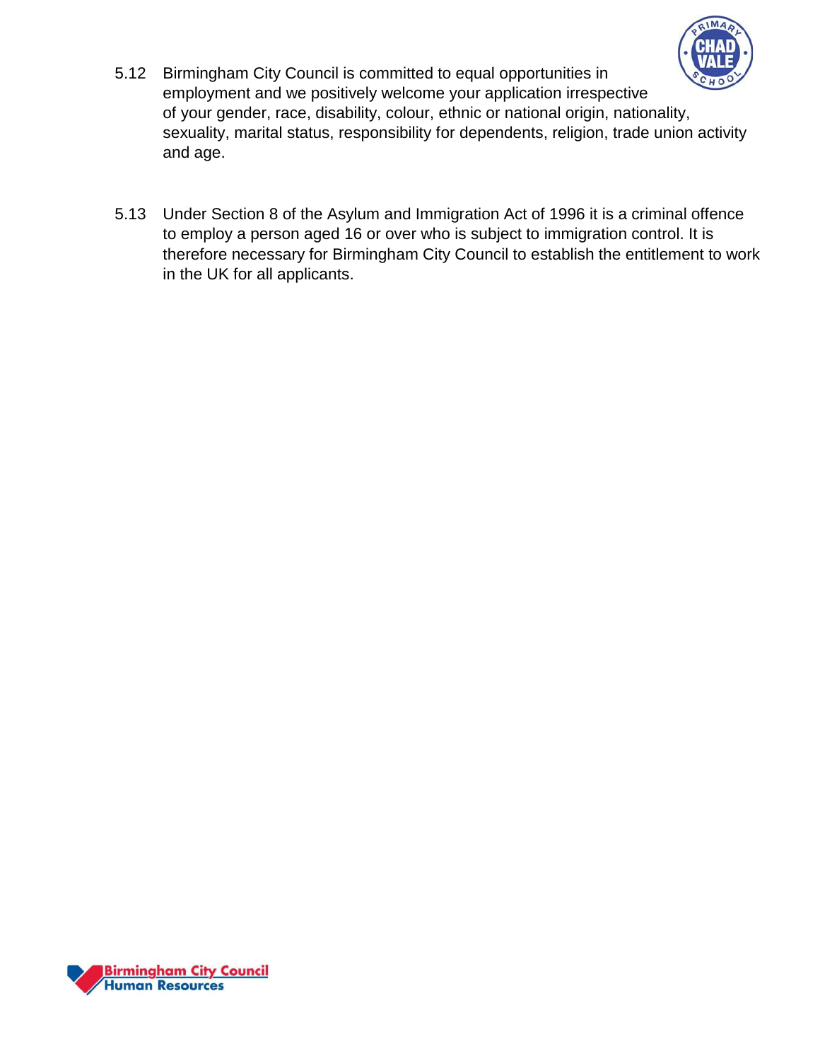5.12 Birmingham City Council is committed to equal opportunities in employment and we positively welcome your application irrespective of your gender, race, disability, colour, ethnic or national origin, nationality, sexuality, marital status, responsibility for dependents, religion, trade union activity and age.

5.13 Under Section 8 of the Asylum and Immigration Act of 1996 it is a criminal offence to employ a person aged 16 or over who is subject to immigration control. It is therefore necessary for Birmingham City Council to establish the entitlement to work in the UK for all applicants.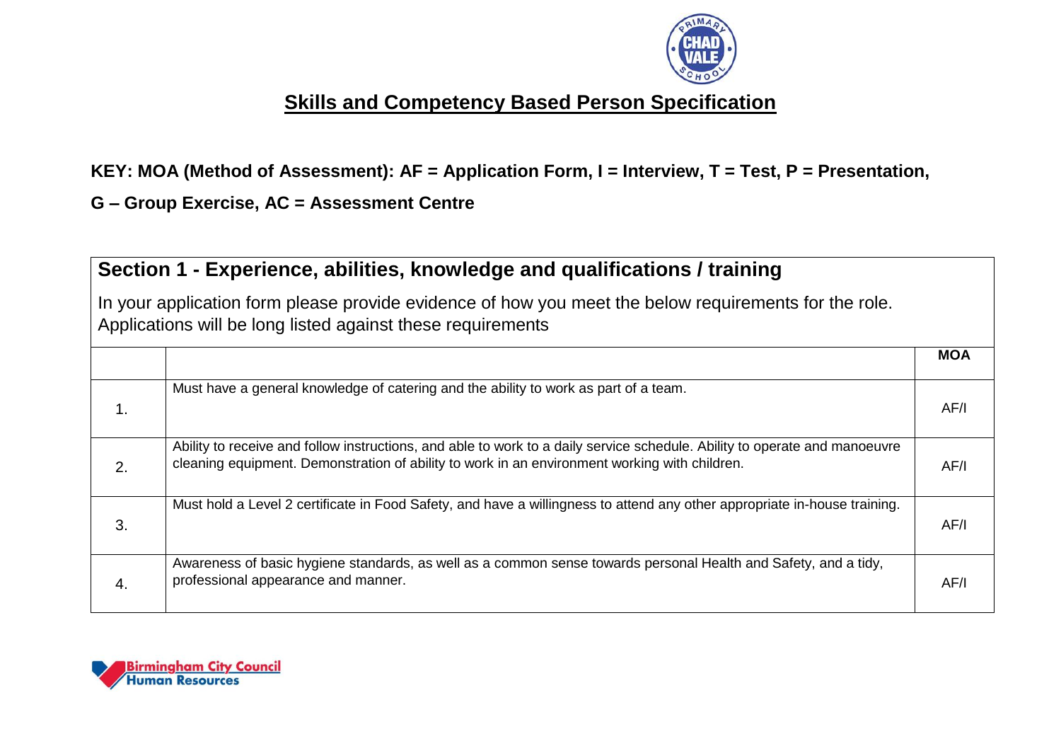# Skills and Competency Based Person Specification

**KEY: MOA (Method of Assessment): AF = Application Form, I = Interview, T = Test, P = Presentation,**

**G – Group Exercise, AC = Assessment Centre**

## Section 1 - Experience, abilities, knowledge and qualifications / training

In your application form please provide evidence of how you meet the below requirements for the role. Applications will be long listed against these requirements

| | | MOA |
|---|---|---|
| 1. | Must have a general knowledge of catering and the ability to work as part of a team. | AF/I |
| 2. | Ability to receive and follow instructions, and able to work to a daily service schedule. Ability to operate and manoeuvre cleaning equipment. Demonstration of ability to work in an environment working with children. | AF/I |
| 3. | Must hold a Level 2 certificate in Food Safety, and have a willingness to attend any other appropriate in-house training. | AF/I |
| 4. | Awareness of basic hygiene standards, as well as a common sense towards personal Health and Safety, and a tidy, professional appearance and manner. | AF/I |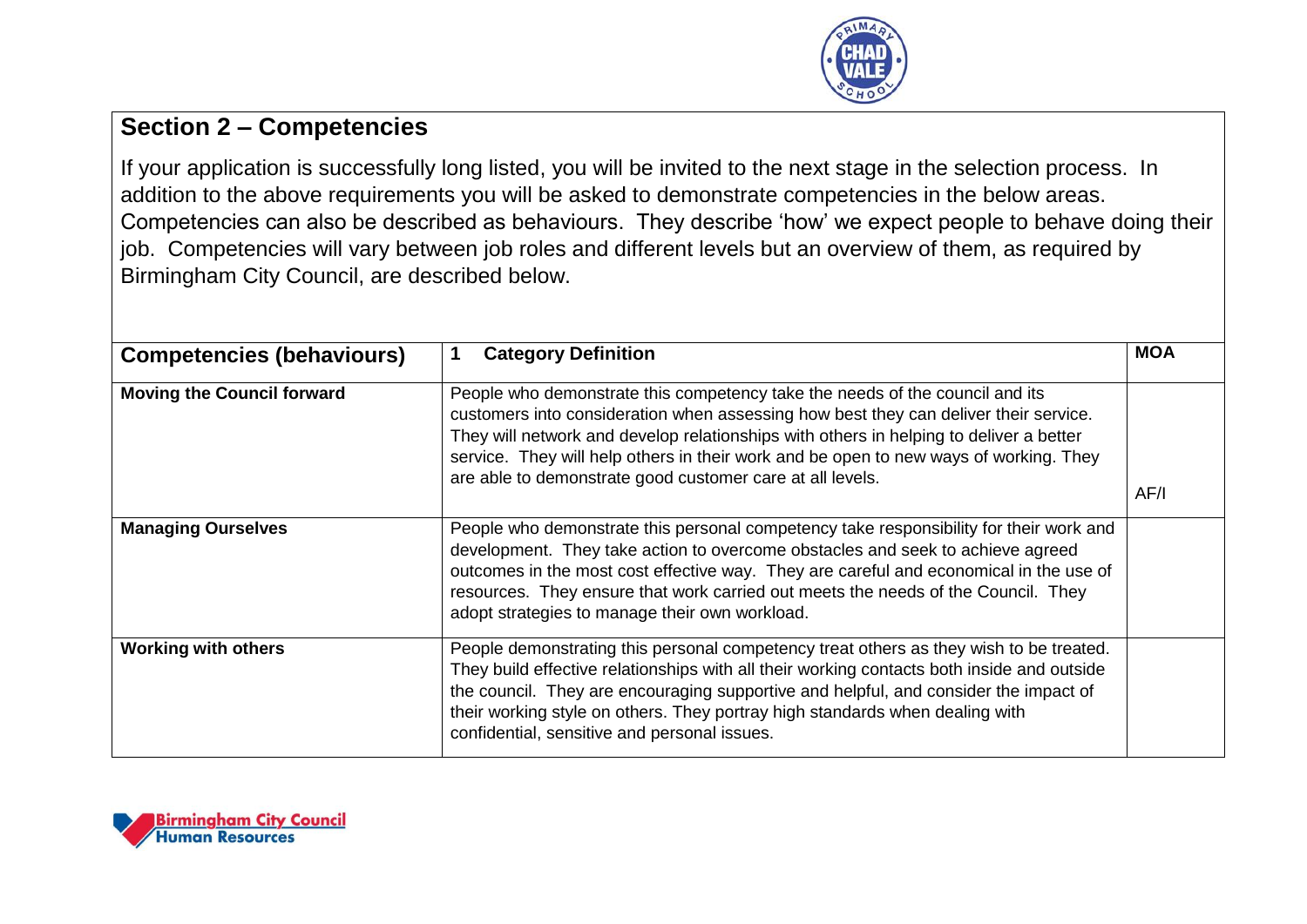## Section 2 – Competencies

If your application is successfully long listed, you will be invited to the next stage in the selection process. In addition to the above requirements you will be asked to demonstrate competencies in the below areas. Competencies can also be described as behaviours. They describe 'how' we expect people to behave doing their job. Competencies will vary between job roles and different levels but an overview of them, as required by Birmingham City Council, are described below.

| Competencies (behaviours) | 1 Category Definition | MOA |
|---|---|---|
| **Moving the Council forward** | People who demonstrate this competency take the needs of the council and its customers into consideration when assessing how best they can deliver their service. They will network and develop relationships with others in helping to deliver a better service. They will help others in their work and be open to new ways of working. They are able to demonstrate good customer care at all levels. | AF/I |
| **Managing Ourselves** | People who demonstrate this personal competency take responsibility for their work and development. They take action to overcome obstacles and seek to achieve agreed outcomes in the most cost effective way. They are careful and economical in the use of resources. They ensure that work carried out meets the needs of the Council. They adopt strategies to manage their own workload. | |
| **Working with others** | People demonstrating this personal competency treat others as they wish to be treated. They build effective relationships with all their working contacts both inside and outside the council. They are encouraging supportive and helpful, and consider the impact of their working style on others. They portray high standards when dealing with confidential, sensitive and personal issues. | |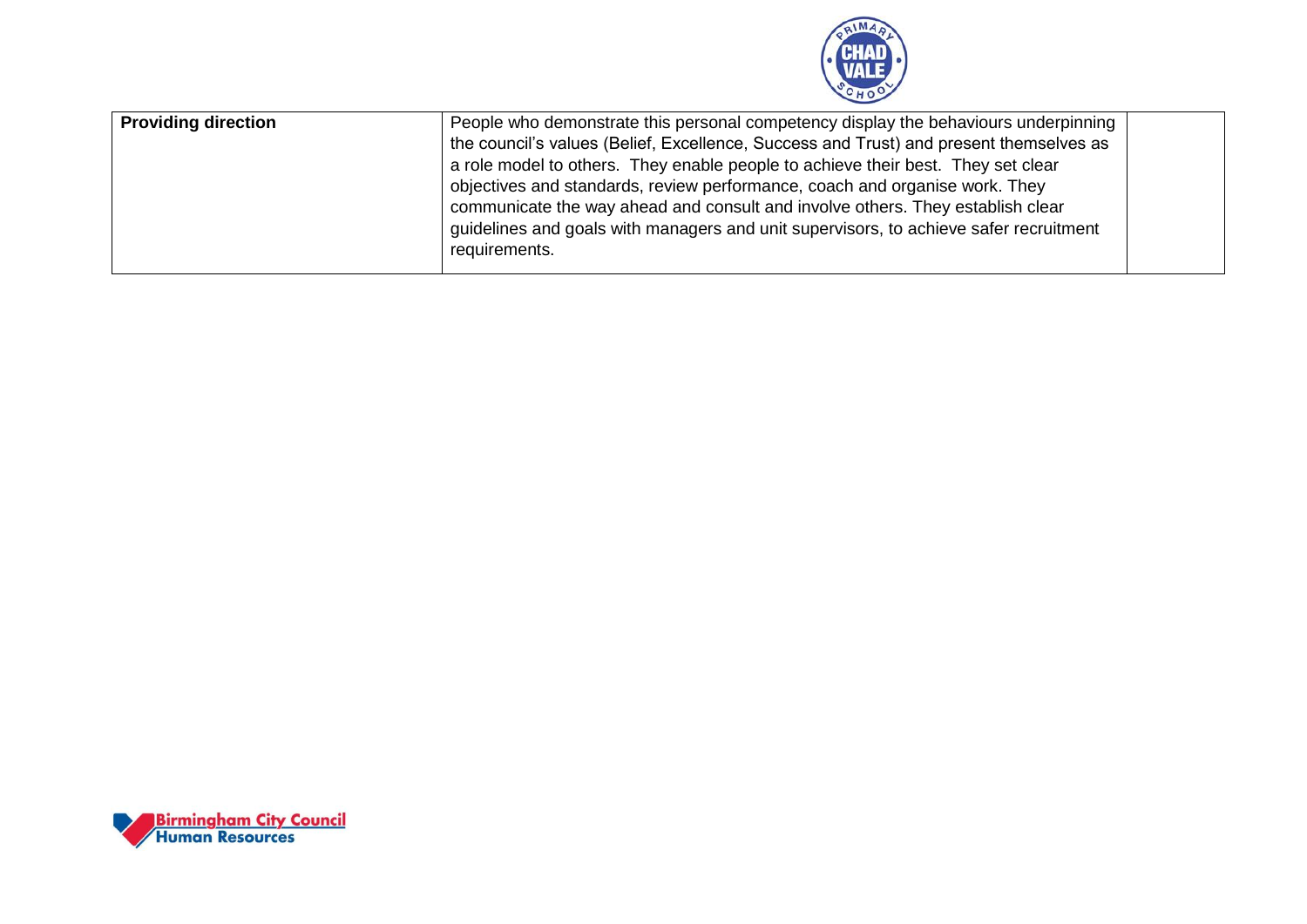| | | |
|---|---|---|
| **Providing direction** | People who demonstrate this personal competency display the behaviours underpinning the council's values (Belief, Excellence, Success and Trust) and present themselves as a role model to others. They enable people to achieve their best. They set clear objectives and standards, review performance, coach and organise work. They communicate the way ahead and consult and involve others. They establish clear guidelines and goals with managers and unit supervisors, to achieve safer recruitment requirements. | |